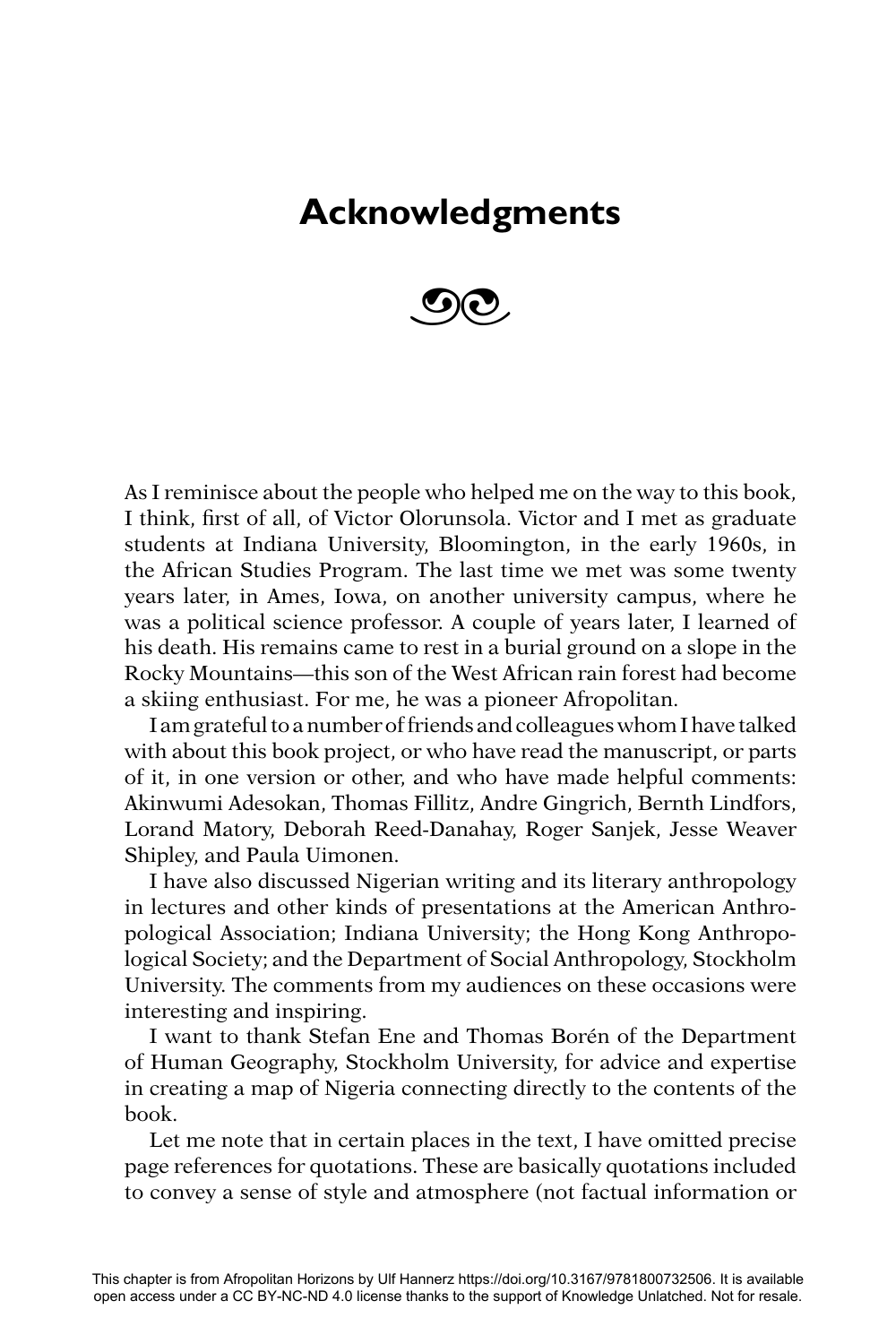# Acknowledgments

As I reminisce about the people who helped me on the way to this book, I think, first of all, of Victor Olorunsola. Victor and I met as graduate students at Indiana University, Bloomington, in the early 1960s, in the African Studies Program. The last time we met was some twenty years later, in Ames, Iowa, on another university campus, where he was a political science professor. A couple of years later, I learned of his death. His remains came to rest in a burial ground on a slope in the Rocky Mountains—this son of the West African rain forest had become a skiing enthusiast. For me, he was a pioneer Afropolitan.

I am grateful to a number of friends and colleagues whom I have talked with about this book project, or who have read the manuscript, or parts of it, in one version or other, and who have made helpful comments: Akinwumi Adesokan, Thomas Fillitz, Andre Gingrich, Bernth Lindfors, Lorand Matory, Deborah Reed-Danahay, Roger Sanjek, Jesse Weaver Shipley, and Paula Uimonen.

I have also discussed Nigerian writing and its literary anthropology in lectures and other kinds of presentations at the American Anthropological Association; Indiana University; the Hong Kong Anthropological Society; and the Department of Social Anthropology, Stockholm University. The comments from my audiences on these occasions were interesting and inspiring.

I want to thank Stefan Ene and Thomas Borén of the Department of Human Geography, Stockholm University, for advice and expertise in creating a map of Nigeria connecting directly to the contents of the book.

Let me note that in certain places in the text, I have omitted precise page references for quotations. These are basically quotations included to convey a sense of style and atmosphere (not factual information or

This chapter is from Afropolitan Horizons by Ulf Hannerz https://doi.org/10.3167/9781800732506. It is available open access under a CC BY-NC-ND 4.0 license thanks to the support of Knowledge Unlatched. Not for resale.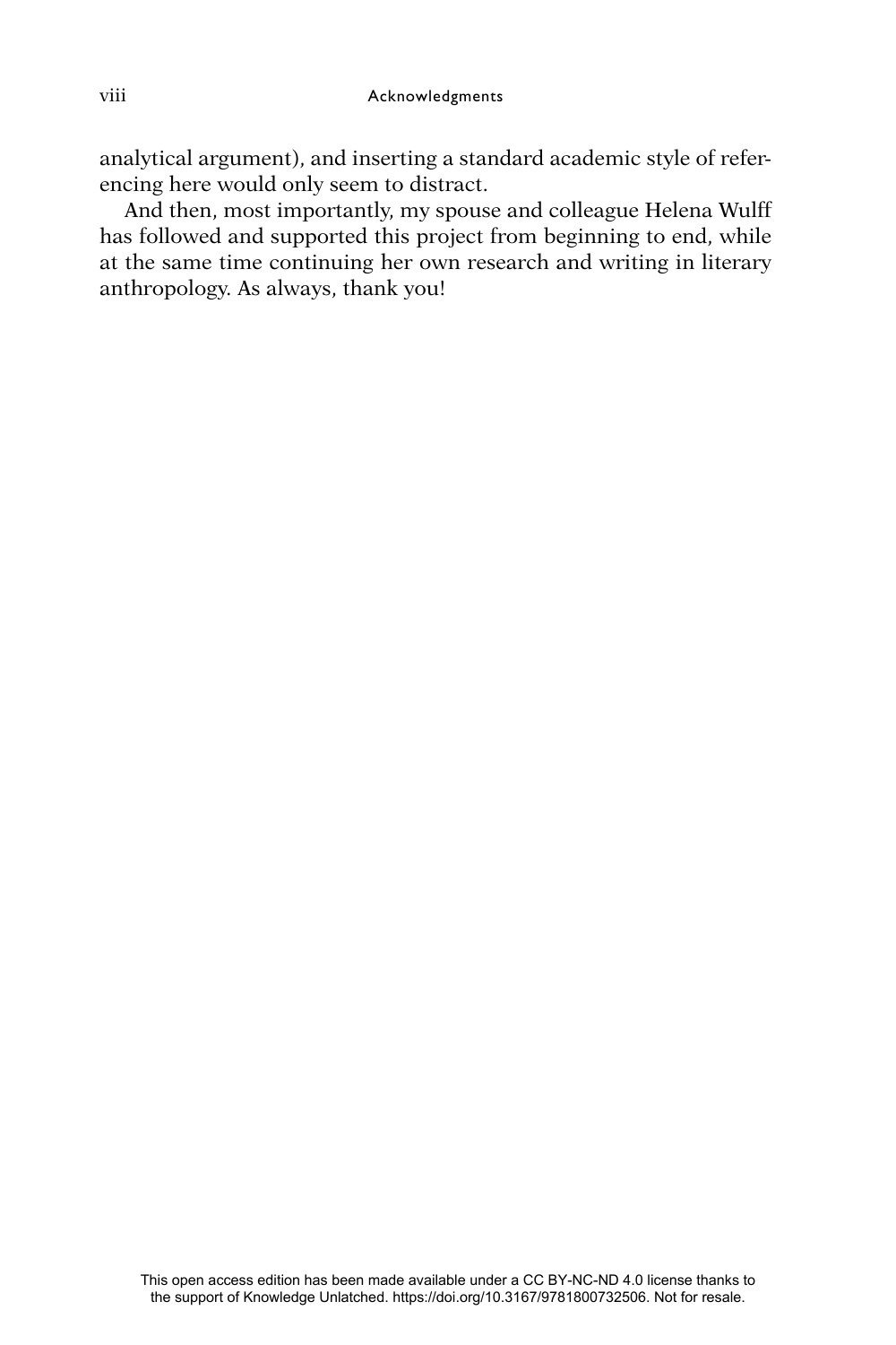analytical argument), and inserting a standard academic style of referencing here would only seem to distract.

And then, most importantly, my spouse and colleague Helena Wulff has followed and supported this project from beginning to end, while at the same time continuing her own research and writing in literary anthropology. As always, thank you!

This open access edition has been made available under a CC BY-NC-ND 4.0 license thanks to the support of Knowledge Unlatched. https://doi.org/10.3167/9781800732506. Not for resale.